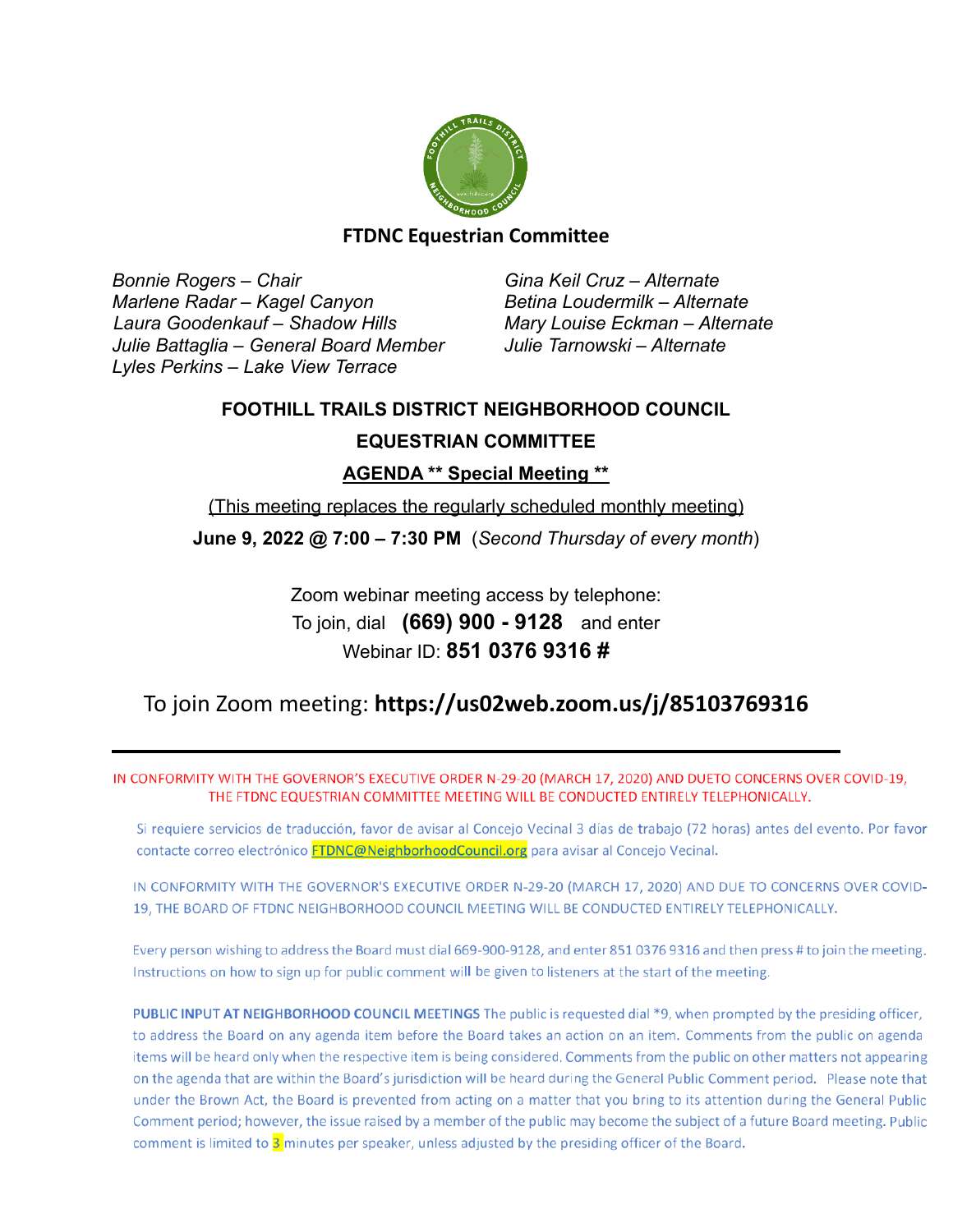## FTDNC Equestrian Committee

*Bonnie Rogers – Chair*
*Marlene Radar – Kagel Canyon*
*Laura Goodenkauf – Shadow Hills*
*Julie Battaglia – General Board Member*
*Lyles Perkins – Lake View Terrace*

*Gina Keil Cruz – Alternate*
*Betina Loudermilk – Alternate*
*Mary Louise Eckman – Alternate*
*Julie Tarnowski – Alternate*

# FOOTHILL TRAILS DISTRICT NEIGHBORHOOD COUNCIL

# EQUESTRIAN COMMITTEE

## AGENDA ** Special Meeting **

(This meeting replaces the regularly scheduled monthly meeting)

**June 9, 2022 @ 7:00 – 7:30 PM** (*Second Thursday of every month*)

Zoom webinar meeting access by telephone:
To join, dial **(669) 900 - 9128** and enter
Webinar ID: **851 0376 9316 #**

To join Zoom meeting: **https://us02web.zoom.us/j/85103769316**

---

IN CONFORMITY WITH THE GOVERNOR'S EXECUTIVE ORDER N-29-20 (MARCH 17, 2020) AND DUETO CONCERNS OVER COVID-19, THE FTDNC EQUESTRIAN COMMITTEE MEETING WILL BE CONDUCTED ENTIRELY TELEPHONICALLY.

Si requiere servicios de traducción, favor de avisar al Concejo Vecinal 3 días de trabajo (72 horas) antes del evento. Por favor contacte correo electrónico FTDNC@NeighborhoodCouncil.org para avisar al Concejo Vecinal.

IN CONFORMITY WITH THE GOVERNOR'S EXECUTIVE ORDER N-29-20 (MARCH 17, 2020) AND DUE TO CONCERNS OVER COVID-19, THE BOARD OF FTDNC NEIGHBORHOOD COUNCIL MEETING WILL BE CONDUCTED ENTIRELY TELEPHONICALLY.

Every person wishing to address the Board must dial 669-900-9128, and enter 851 0376 9316 and then press # to join the meeting. Instructions on how to sign up for public comment will be given to listeners at the start of the meeting.

**PUBLIC INPUT AT NEIGHBORHOOD COUNCIL MEETINGS** The public is requested dial *9, when prompted by the presiding officer, to address the Board on any agenda item before the Board takes an action on an item. Comments from the public on agenda items will be heard only when the respective item is being considered. Comments from the public on other matters not appearing on the agenda that are within the Board's jurisdiction will be heard during the General Public Comment period. Please note that under the Brown Act, the Board is prevented from acting on a matter that you bring to its attention during the General Public Comment period; however, the issue raised by a member of the public may become the subject of a future Board meeting. Public comment is limited to 3 minutes per speaker, unless adjusted by the presiding officer of the Board.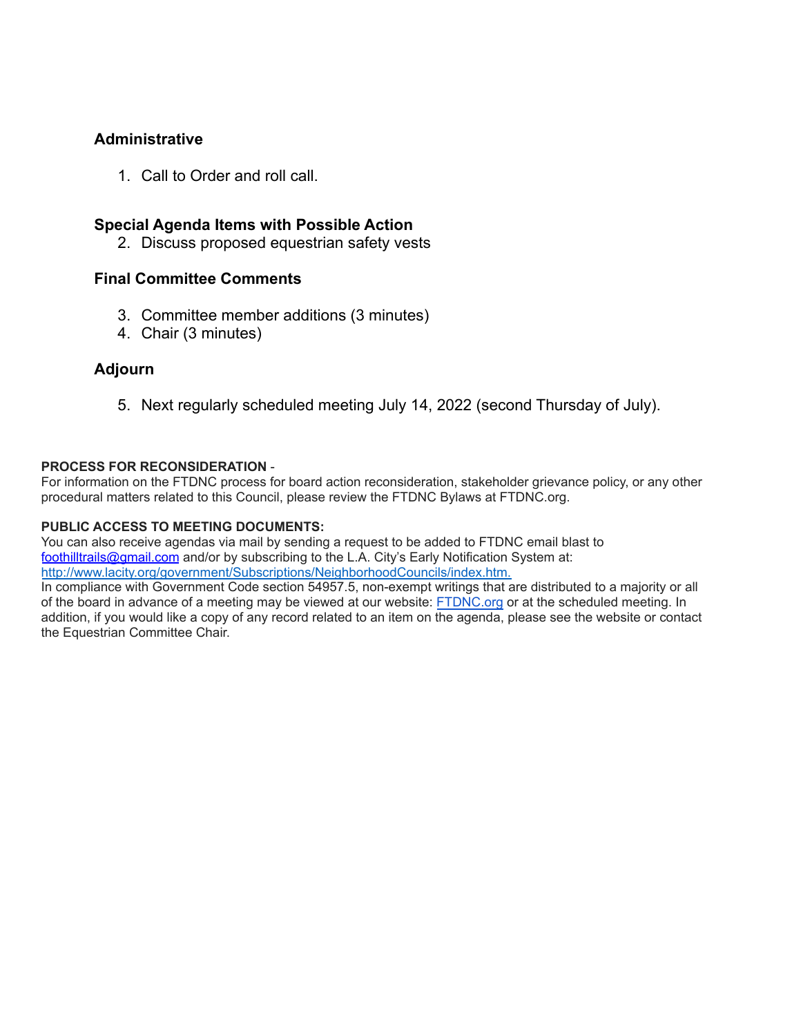### Administrative

1. Call to Order and roll call.

### Special Agenda Items with Possible Action

2. Discuss proposed equestrian safety vests

### Final Committee Comments

3. Committee member additions (3 minutes)
4. Chair (3 minutes)

### Adjourn

5. Next regularly scheduled meeting July 14, 2022 (second Thursday of July).

**PROCESS FOR RECONSIDERATION** -
For information on the FTDNC process for board action reconsideration, stakeholder grievance policy, or any other procedural matters related to this Council, please review the FTDNC Bylaws at FTDNC.org.

**PUBLIC ACCESS TO MEETING DOCUMENTS:**
You can also receive agendas via mail by sending a request to be added to FTDNC email blast to [foothilltrails@gmail.com](mailto:foothilltrails@gmail.com) and/or by subscribing to the L.A. City's Early Notification System at: [http://www.lacity.org/government/Subscriptions/NeighborhoodCouncils/index.htm.](http://www.lacity.org/government/Subscriptions/NeighborhoodCouncils/index.htm)
In compliance with Government Code section 54957.5, non-exempt writings that are distributed to a majority or all of the board in advance of a meeting may be viewed at our website: [FTDNC.org](http://FTDNC.org) or at the scheduled meeting. In addition, if you would like a copy of any record related to an item on the agenda, please see the website or contact the Equestrian Committee Chair.